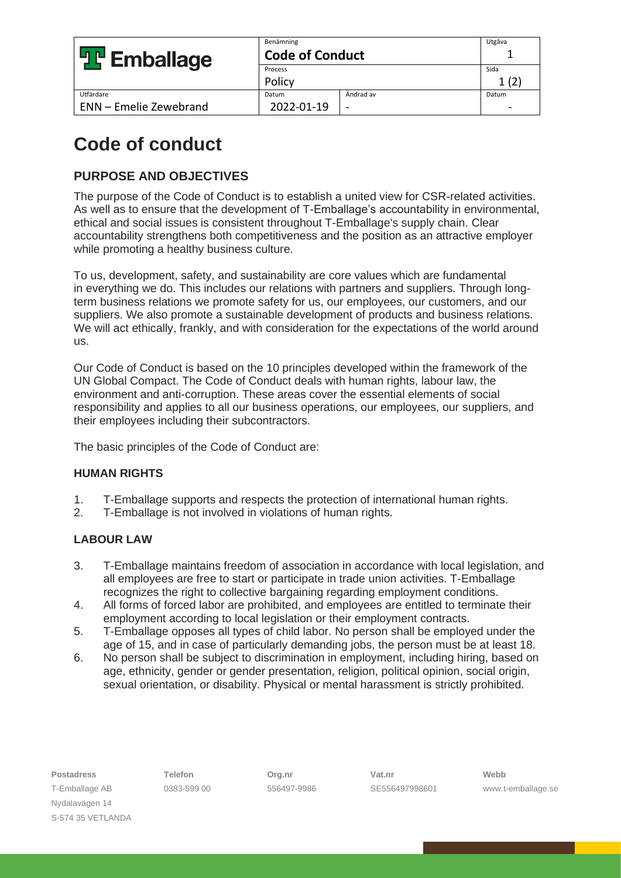# Code of conduct

## PURPOSE AND OBJECTIVES

The purpose of the Code of Conduct is to establish a united view for CSR-related activities. As well as to ensure that the development of T-Emballage's accountability in environmental, ethical and social issues is consistent throughout T-Emballage's supply chain. Clear accountability strengthens both competitiveness and the position as an attractive employer while promoting a healthy business culture.

To us, development, safety, and sustainability are core values which are fundamental in everything we do. This includes our relations with partners and suppliers. Through long-term business relations we promote safety for us, our employees, our customers, and our suppliers. We also promote a sustainable development of products and business relations. We will act ethically, frankly, and with consideration for the expectations of the world around us.

Our Code of Conduct is based on the 10 principles developed within the framework of the UN Global Compact. The Code of Conduct deals with human rights, labour law, the environment and anti-corruption. These areas cover the essential elements of social responsibility and applies to all our business operations, our employees, our suppliers, and their employees including their subcontractors.

The basic principles of the Code of Conduct are:

### HUMAN RIGHTS

1. T-Emballage supports and respects the protection of international human rights.
2. T-Emballage is not involved in violations of human rights.

### LABOUR LAW

3. T-Emballage maintains freedom of association in accordance with local legislation, and all employees are free to start or participate in trade union activities. T-Emballage recognizes the right to collective bargaining regarding employment conditions.
4. All forms of forced labor are prohibited, and employees are entitled to terminate their employment according to local legislation or their employment contracts.
5. T-Emballage opposes all types of child labor. No person shall be employed under the age of 15, and in case of particularly demanding jobs, the person must be at least 18.
6. No person shall be subject to discrimination in employment, including hiring, based on age, ethnicity, gender or gender presentation, religion, political opinion, social origin, sexual orientation, or disability. Physical or mental harassment is strictly prohibited.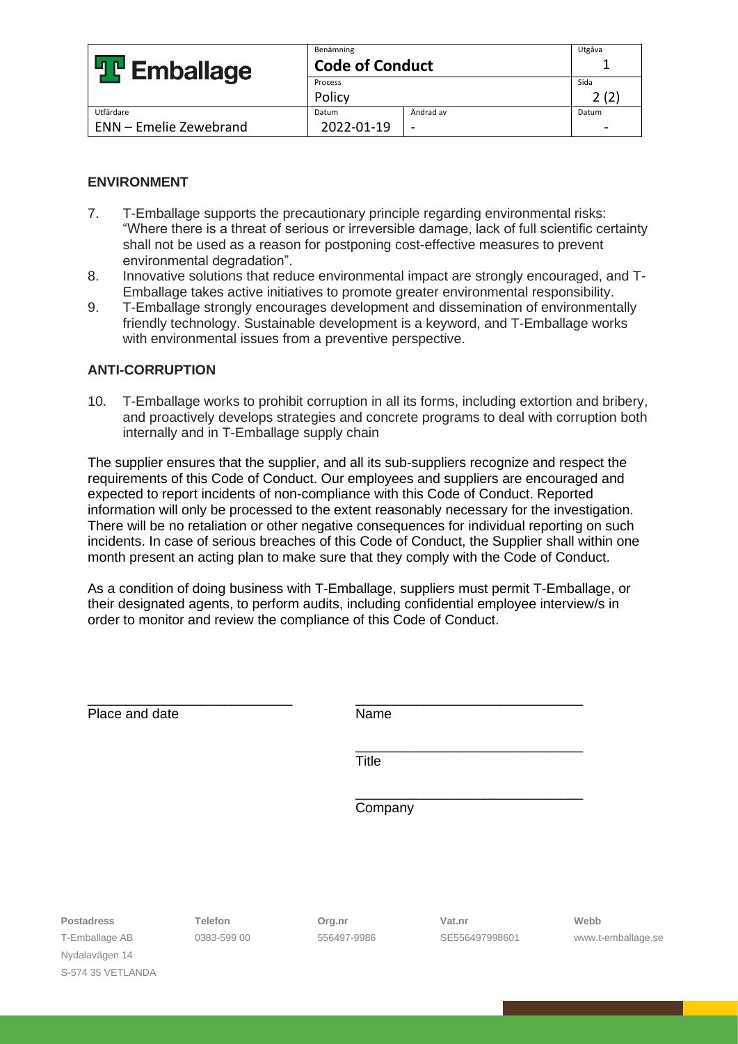## ENVIRONMENT

7. T-Emballage supports the precautionary principle regarding environmental risks: "Where there is a threat of serious or irreversible damage, lack of full scientific certainty shall not be used as a reason for postponing cost-effective measures to prevent environmental degradation".
8. Innovative solutions that reduce environmental impact are strongly encouraged, and T-Emballage takes active initiatives to promote greater environmental responsibility.
9. T-Emballage strongly encourages development and dissemination of environmentally friendly technology. Sustainable development is a keyword, and T-Emballage works with environmental issues from a preventive perspective.

## ANTI-CORRUPTION

10. T-Emballage works to prohibit corruption in all its forms, including extortion and bribery, and proactively develops strategies and concrete programs to deal with corruption both internally and in T-Emballage supply chain

The supplier ensures that the supplier, and all its sub-suppliers recognize and respect the requirements of this Code of Conduct. Our employees and suppliers are encouraged and expected to report incidents of non-compliance with this Code of Conduct. Reported information will only be processed to the extent reasonably necessary for the investigation. There will be no retaliation or other negative consequences for individual reporting on such incidents. In case of serious breaches of this Code of Conduct, the Supplier shall within one month present an acting plan to make sure that they comply with the Code of Conduct.

As a condition of doing business with T-Emballage, suppliers must permit T-Emballage, or their designated agents, to perform audits, including confidential employee interview/s in order to monitor and review the compliance of this Code of Conduct.

\_\_\_\_\_\_\_\_\_\_\_\_\_\_\_\_\_\_\_\_\_\_\_\_\_\_\_\_
Place and date

\_\_\_\_\_\_\_\_\_\_\_\_\_\_\_\_\_\_\_\_\_\_\_\_\_\_\_\_
Name

\_\_\_\_\_\_\_\_\_\_\_\_\_\_\_\_\_\_\_\_\_\_\_\_\_\_\_\_
Title

\_\_\_\_\_\_\_\_\_\_\_\_\_\_\_\_\_\_\_\_\_\_\_\_\_\_\_\_
Company